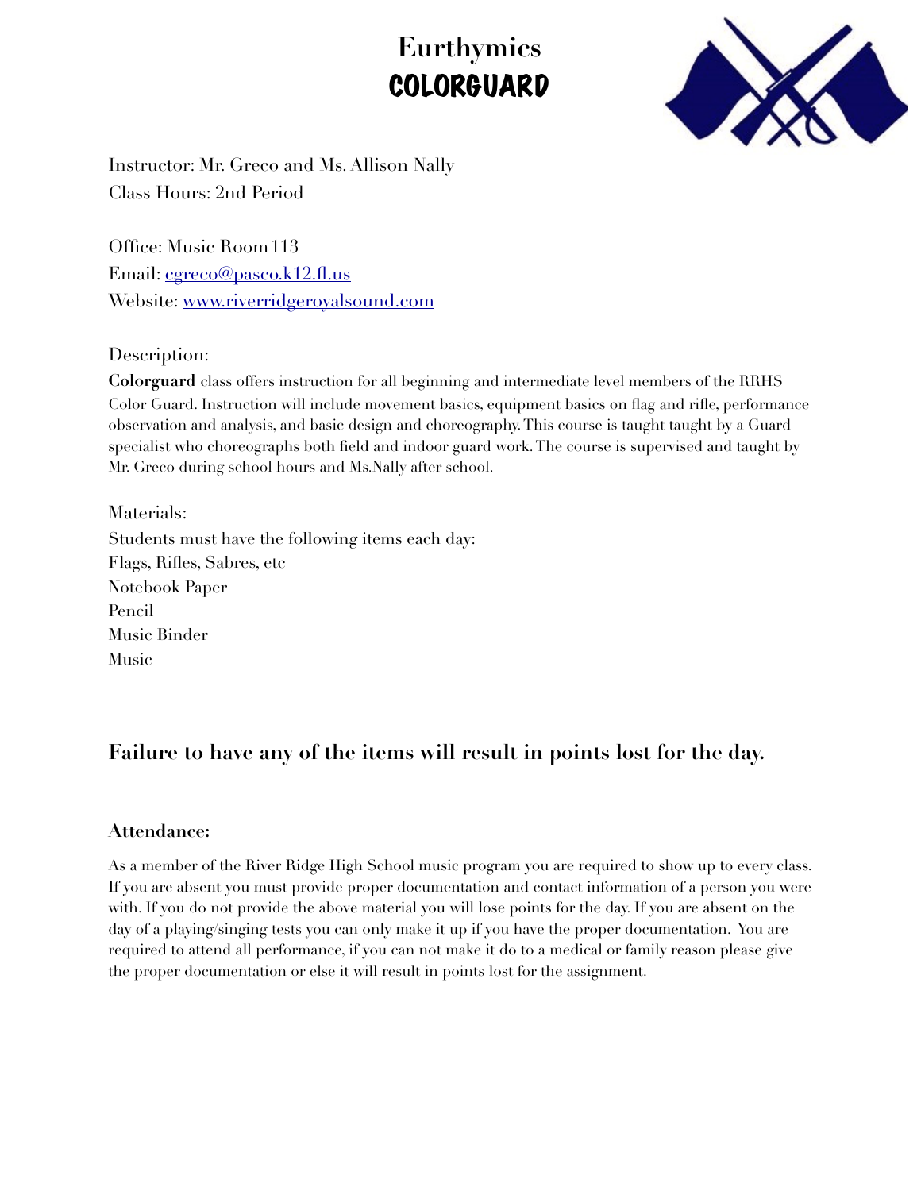# Eurthymics
# COLORGUARD

Instructor: Mr. Greco and Ms. Allison Nally
Class Hours: 2nd Period

Office: Music Room 113
Email: [cgreco@pasco.k12.fl.us](mailto:cgreco@pasco.k12.fl.us)
Website: [www.riverridgeroyalsound.com](http://www.riverridgeroyalsound.com)

Description:
**Colorguard** class offers instruction for all beginning and intermediate level members of the RRHS Color Guard. Instruction will include movement basics, equipment basics on flag and rifle, performance observation and analysis, and basic design and choreography. This course is taught taught by a Guard specialist who choreographs both field and indoor guard work. The course is supervised and taught by Mr. Greco during school hours and Ms.Nally after school.

Materials:
Students must have the following items each day:
Flags, Rifles, Sabres, etc
Notebook Paper
Pencil
Music Binder
Music

## Failure to have any of the items will result in points lost for the day.

### Attendance:

As a member of the River Ridge High School music program you are required to show up to every class. If you are absent you must provide proper documentation and contact information of a person you were with. If you do not provide the above material you will lose points for the day. If you are absent on the day of a playing/singing tests you can only make it up if you have the proper documentation. You are required to attend all performance, if you can not make it do to a medical or family reason please give the proper documentation or else it will result in points lost for the assignment.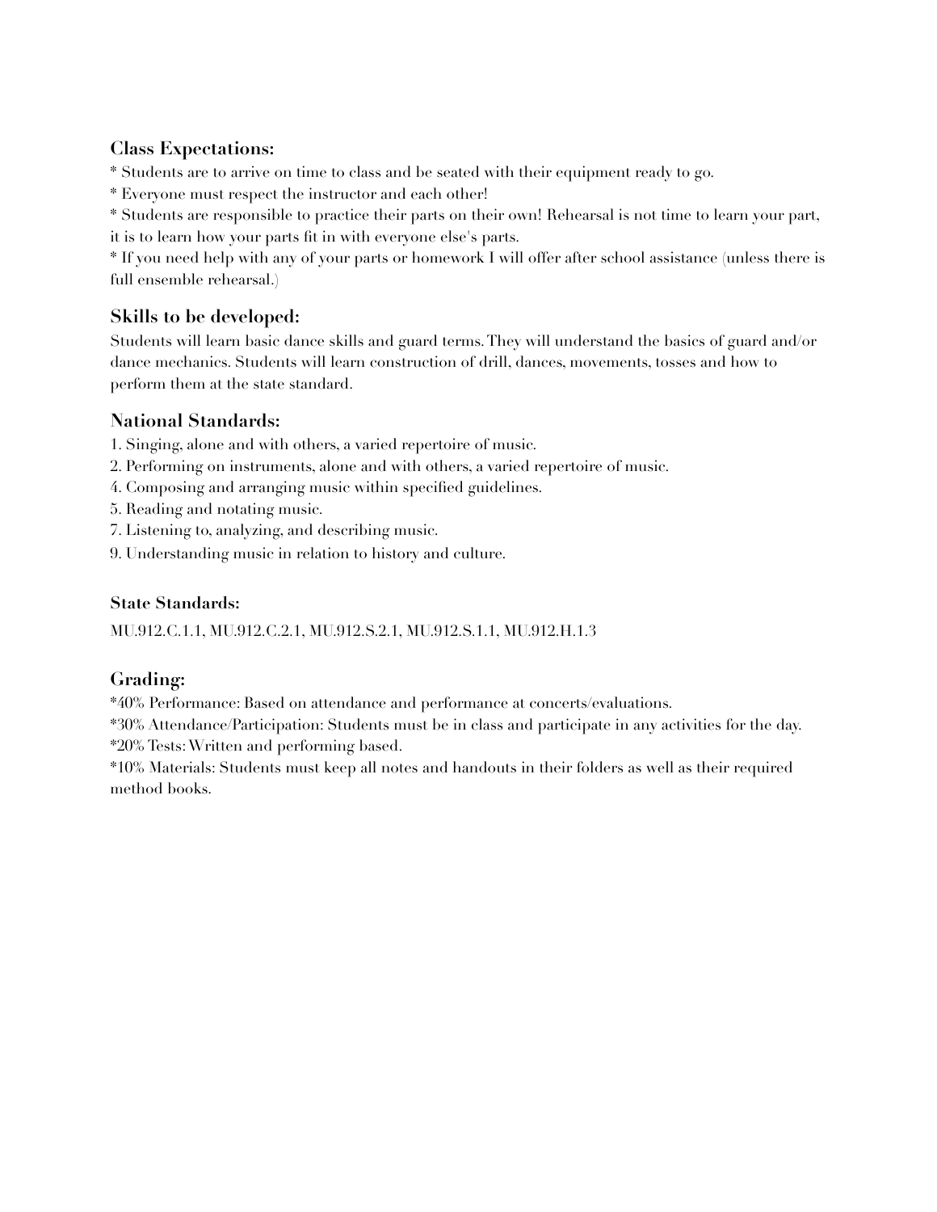## Class Expectations:

* Students are to arrive on time to class and be seated with their equipment ready to go.
* Everyone must respect the instructor and each other!
* Students are responsible to practice their parts on their own! Rehearsal is not time to learn your part, it is to learn how your parts fit in with everyone else's parts.
* If you need help with any of your parts or homework I will offer after school assistance (unless there is full ensemble rehearsal.)

## Skills to be developed:

Students will learn basic dance skills and guard terms. They will understand the basics of guard and/or dance mechanics. Students will learn construction of drill, dances, movements, tosses and how to perform them at the state standard.

## National Standards:

1. Singing, alone and with others, a varied repertoire of music.
2. Performing on instruments, alone and with others, a varied repertoire of music.
4. Composing and arranging music within specified guidelines.
5. Reading and notating music.
7. Listening to, analyzing, and describing music.
9. Understanding music in relation to history and culture.

### State Standards:

MU.912.C.1.1, MU.912.C.2.1, MU.912.S.2.1, MU.912.S.1.1, MU.912.H.1.3

## Grading:

*40% Performance: Based on attendance and performance at concerts/evaluations.
*30% Attendance/Participation: Students must be in class and participate in any activities for the day.
*20% Tests: Written and performing based.
*10% Materials: Students must keep all notes and handouts in their folders as well as their required method books.